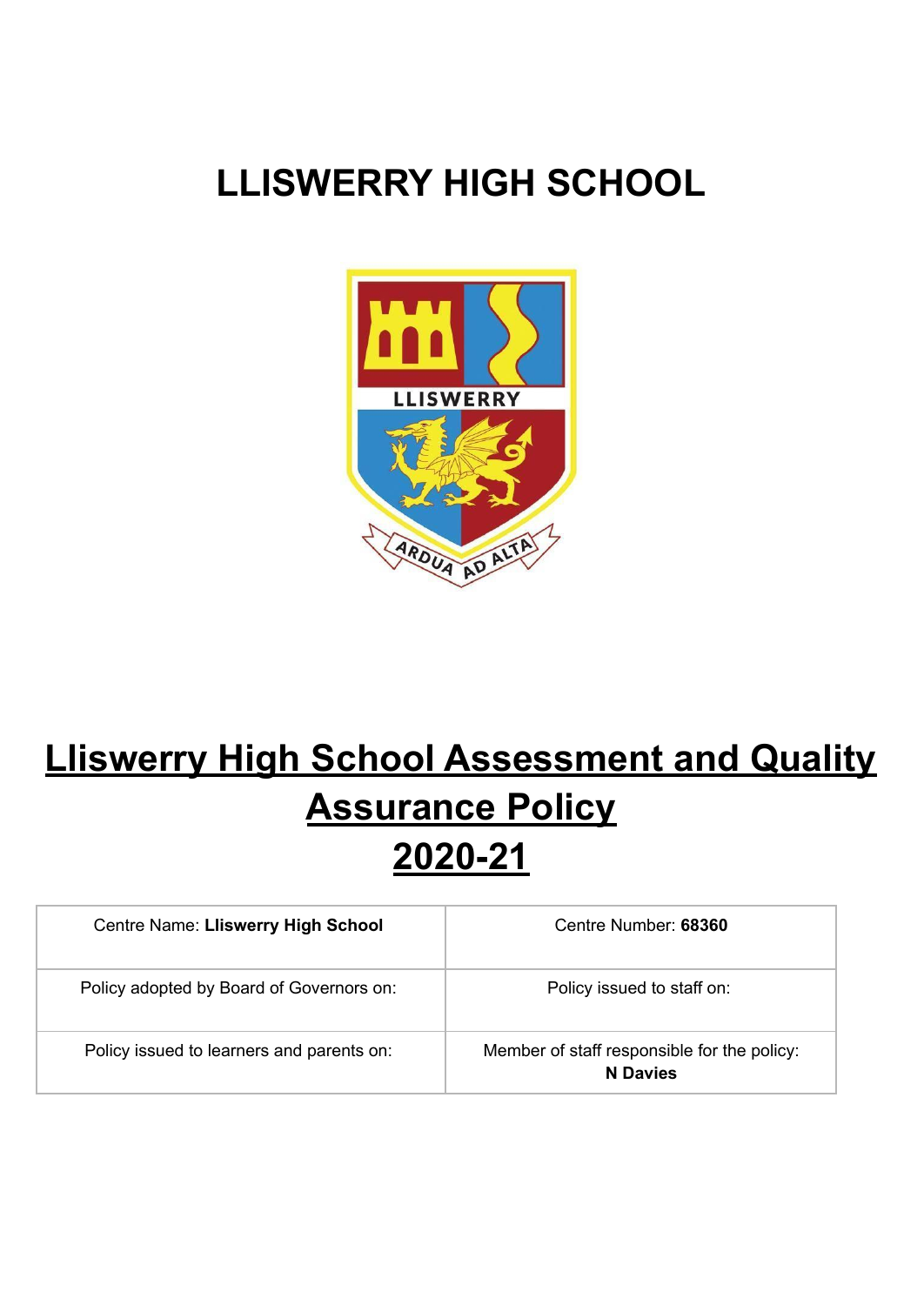# LLISWERRY HIGH SCHOOL

# Lliswerry High School Assessment and Quality Assurance Policy
# 2020-21

| Centre Name: **Lliswerry High School** | Centre Number: **68360** |
|---|---|
| Policy adopted by Board of Governors on: | Policy issued to staff on: |
| Policy issued to learners and parents on: | Member of staff responsible for the policy: **N Davies** |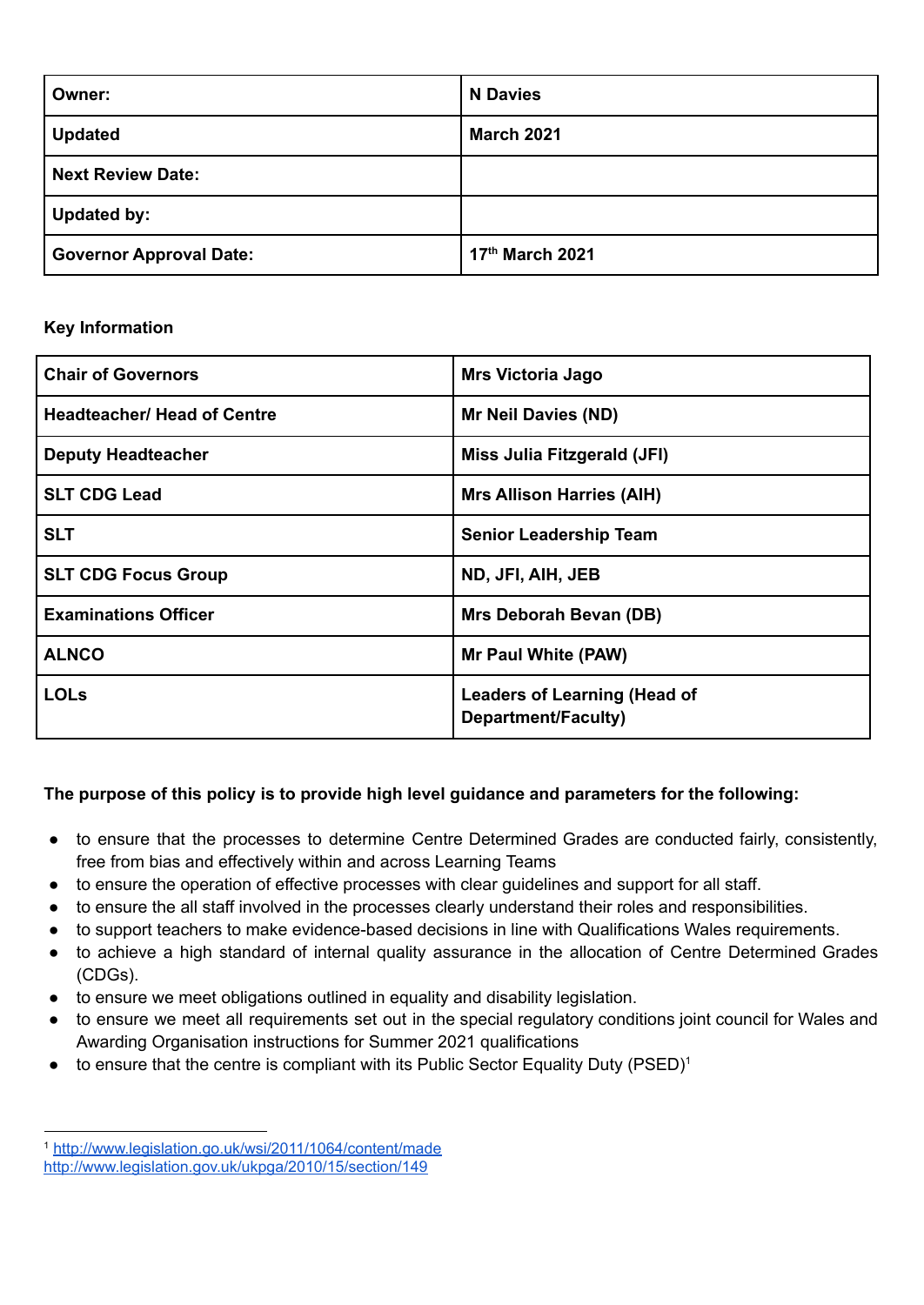| Owner: | N Davies |
|---|---|
| Updated | March 2021 |
| Next Review Date: | |
| Updated by: | |
| Governor Approval Date: | 17th March 2021 |

**Key Information**

| Chair of Governors | Mrs Victoria Jago |
|---|---|
| Headteacher/ Head of Centre | Mr Neil Davies (ND) |
| Deputy Headteacher | Miss Julia Fitzgerald (JFI) |
| SLT CDG Lead | Mrs Allison Harries (AIH) |
| SLT | Senior Leadership Team |
| SLT CDG Focus Group | ND, JFI, AIH, JEB |
| Examinations Officer | Mrs Deborah Bevan (DB) |
| ALNCO | Mr Paul White (PAW) |
| LOLs | Leaders of Learning (Head of Department/Faculty) |

**The purpose of this policy is to provide high level guidance and parameters for the following:**

- to ensure that the processes to determine Centre Determined Grades are conducted fairly, consistently, free from bias and effectively within and across Learning Teams
- to ensure the operation of effective processes with clear guidelines and support for all staff.
- to ensure the all staff involved in the processes clearly understand their roles and responsibilities.
- to support teachers to make evidence-based decisions in line with Qualifications Wales requirements.
- to achieve a high standard of internal quality assurance in the allocation of Centre Determined Grades (CDGs).
- to ensure we meet obligations outlined in equality and disability legislation.
- to ensure we meet all requirements set out in the special regulatory conditions joint council for Wales and Awarding Organisation instructions for Summer 2021 qualifications
- to ensure that the centre is compliant with its Public Sector Equality Duty (PSED)[1]

[1] http://www.legislation.go.uk/wsi/2011/1064/content/made
http://www.legislation.gov.uk/ukpga/2010/15/section/149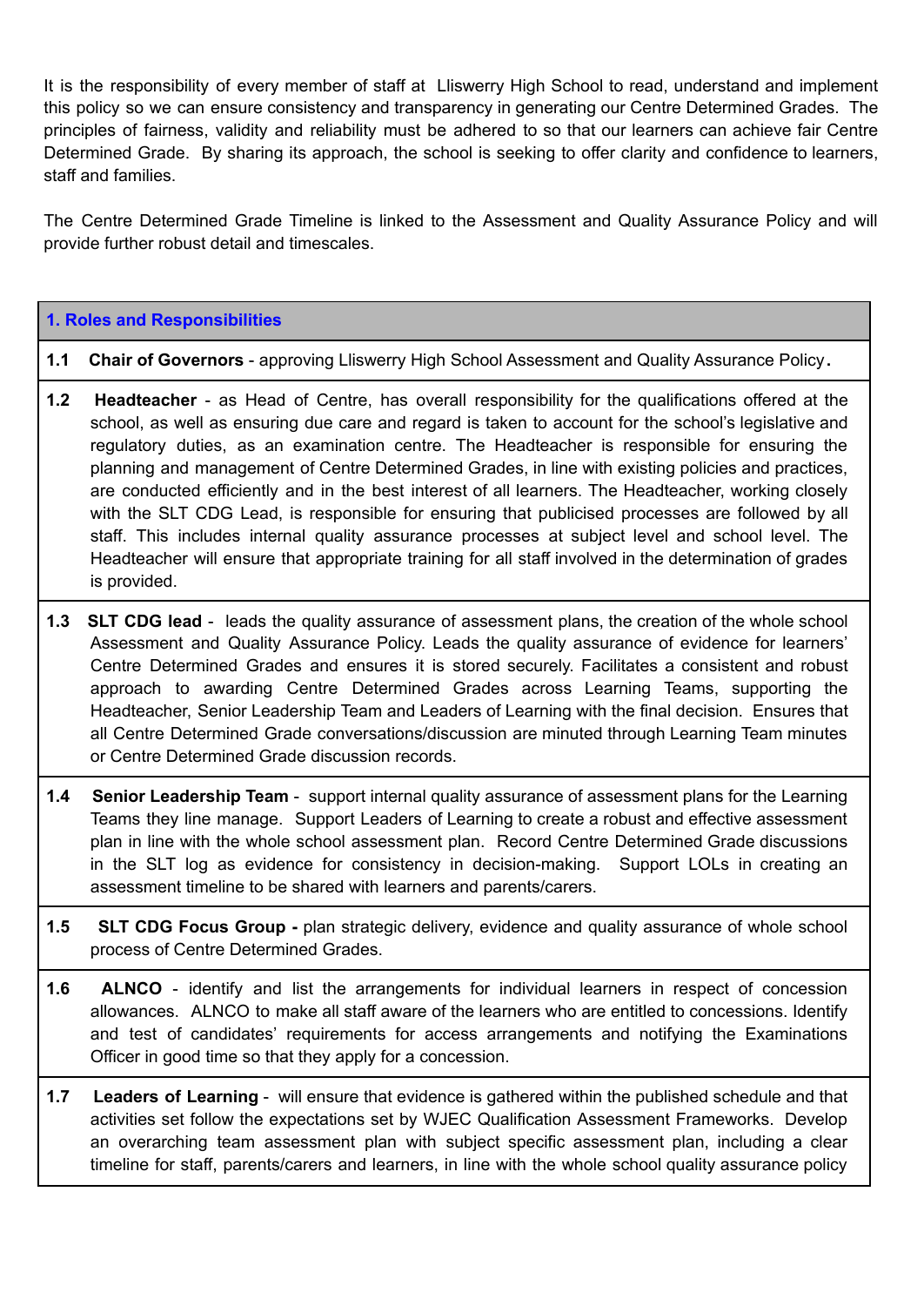It is the responsibility of every member of staff at Lliswerry High School to read, understand and implement this policy so we can ensure consistency and transparency in generating our Centre Determined Grades. The principles of fairness, validity and reliability must be adhered to so that our learners can achieve fair Centre Determined Grade. By sharing its approach, the school is seeking to offer clarity and confidence to learners, staff and families.

The Centre Determined Grade Timeline is linked to the Assessment and Quality Assurance Policy and will provide further robust detail and timescales.

| **1. Roles and Responsibilities** |
|---|
| **1.1 Chair of Governors** - approving Lliswerry High School Assessment and Quality Assurance Policy**.** |
| **1.2 Headteacher** - as Head of Centre, has overall responsibility for the qualifications offered at the school, as well as ensuring due care and regard is taken to account for the school's legislative and regulatory duties, as an examination centre. The Headteacher is responsible for ensuring the planning and management of Centre Determined Grades, in line with existing policies and practices, are conducted efficiently and in the best interest of all learners. The Headteacher, working closely with the SLT CDG Lead, is responsible for ensuring that publicised processes are followed by all staff. This includes internal quality assurance processes at subject level and school level. The Headteacher will ensure that appropriate training for all staff involved in the determination of grades is provided. |
| **1.3 SLT CDG lead** - leads the quality assurance of assessment plans, the creation of the whole school Assessment and Quality Assurance Policy. Leads the quality assurance of evidence for learners' Centre Determined Grades and ensures it is stored securely. Facilitates a consistent and robust approach to awarding Centre Determined Grades across Learning Teams, supporting the Headteacher, Senior Leadership Team and Leaders of Learning with the final decision. Ensures that all Centre Determined Grade conversations/discussion are minuted through Learning Team minutes or Centre Determined Grade discussion records. |
| **1.4 Senior Leadership Team** - support internal quality assurance of assessment plans for the Learning Teams they line manage. Support Leaders of Learning to create a robust and effective assessment plan in line with the whole school assessment plan. Record Centre Determined Grade discussions in the SLT log as evidence for consistency in decision-making. Support LOLs in creating an assessment timeline to be shared with learners and parents/carers. |
| **1.5 SLT CDG Focus Group -** plan strategic delivery, evidence and quality assurance of whole school process of Centre Determined Grades. |
| **1.6 ALNCO** - identify and list the arrangements for individual learners in respect of concession allowances. ALNCO to make all staff aware of the learners who are entitled to concessions. Identify and test of candidates' requirements for access arrangements and notifying the Examinations Officer in good time so that they apply for a concession. |
| **1.7 Leaders of Learning** - will ensure that evidence is gathered within the published schedule and that activities set follow the expectations set by WJEC Qualification Assessment Frameworks. Develop an overarching team assessment plan with subject specific assessment plan, including a clear timeline for staff, parents/carers and learners, in line with the whole school quality assurance policy |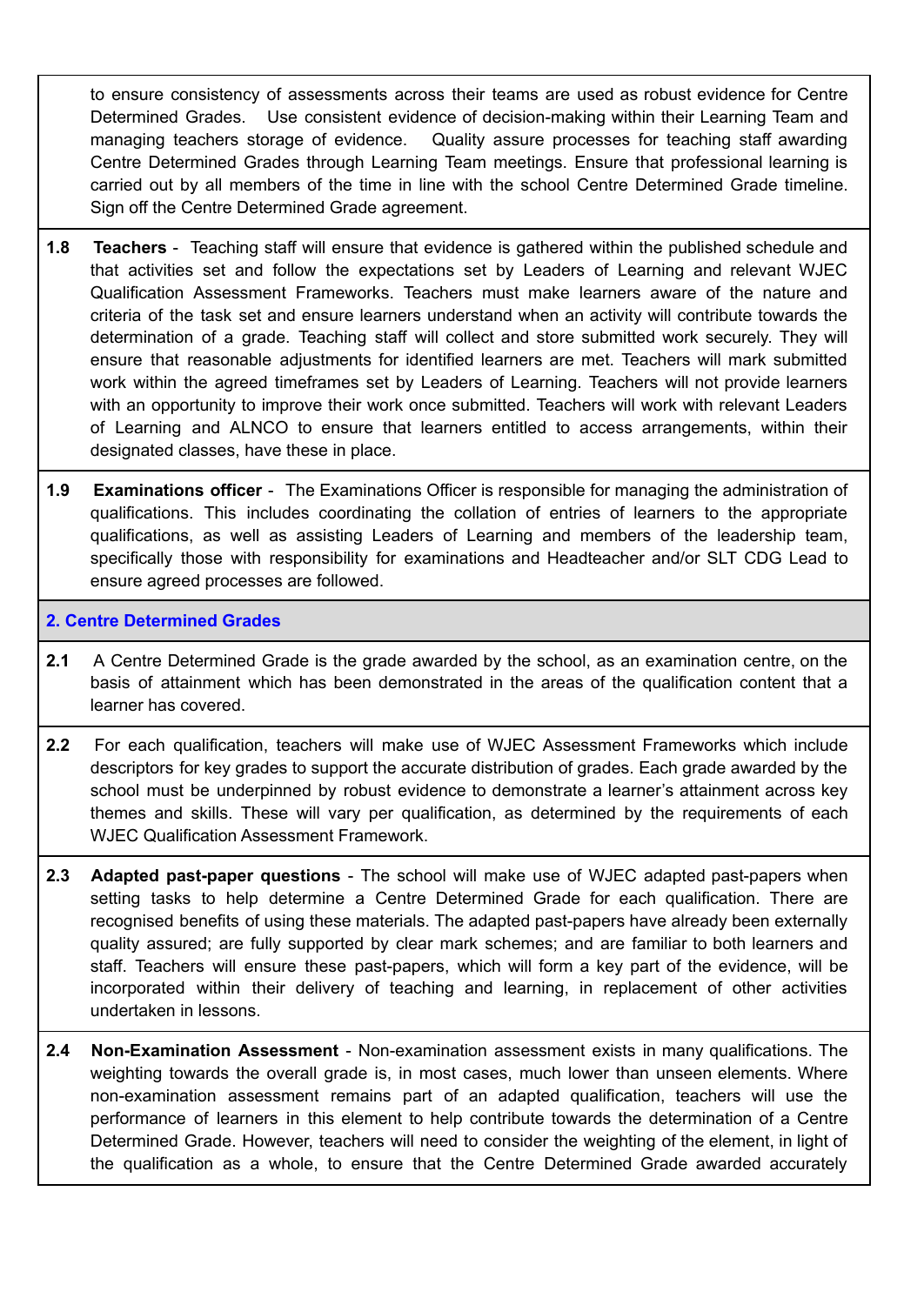to ensure consistency of assessments across their teams are used as robust evidence for Centre Determined Grades. Use consistent evidence of decision-making within their Learning Team and managing teachers storage of evidence. Quality assure processes for teaching staff awarding Centre Determined Grades through Learning Team meetings. Ensure that professional learning is carried out by all members of the time in line with the school Centre Determined Grade timeline. Sign off the Centre Determined Grade agreement.

**1.8 Teachers** - Teaching staff will ensure that evidence is gathered within the published schedule and that activities set and follow the expectations set by Leaders of Learning and relevant WJEC Qualification Assessment Frameworks. Teachers must make learners aware of the nature and criteria of the task set and ensure learners understand when an activity will contribute towards the determination of a grade. Teaching staff will collect and store submitted work securely. They will ensure that reasonable adjustments for identified learners are met. Teachers will mark submitted work within the agreed timeframes set by Leaders of Learning. Teachers will not provide learners with an opportunity to improve their work once submitted. Teachers will work with relevant Leaders of Learning and ALNCO to ensure that learners entitled to access arrangements, within their designated classes, have these in place.

**1.9 Examinations officer** - The Examinations Officer is responsible for managing the administration of qualifications. This includes coordinating the collation of entries of learners to the appropriate qualifications, as well as assisting Leaders of Learning and members of the leadership team, specifically those with responsibility for examinations and Headteacher and/or SLT CDG Lead to ensure agreed processes are followed.

## 2. Centre Determined Grades

**2.1** A Centre Determined Grade is the grade awarded by the school, as an examination centre, on the basis of attainment which has been demonstrated in the areas of the qualification content that a learner has covered.

**2.2** For each qualification, teachers will make use of WJEC Assessment Frameworks which include descriptors for key grades to support the accurate distribution of grades. Each grade awarded by the school must be underpinned by robust evidence to demonstrate a learner's attainment across key themes and skills. These will vary per qualification, as determined by the requirements of each WJEC Qualification Assessment Framework.

**2.3 Adapted past-paper questions** - The school will make use of WJEC adapted past-papers when setting tasks to help determine a Centre Determined Grade for each qualification. There are recognised benefits of using these materials. The adapted past-papers have already been externally quality assured; are fully supported by clear mark schemes; and are familiar to both learners and staff. Teachers will ensure these past-papers, which will form a key part of the evidence, will be incorporated within their delivery of teaching and learning, in replacement of other activities undertaken in lessons.

**2.4 Non-Examination Assessment** - Non-examination assessment exists in many qualifications. The weighting towards the overall grade is, in most cases, much lower than unseen elements. Where non-examination assessment remains part of an adapted qualification, teachers will use the performance of learners in this element to help contribute towards the determination of a Centre Determined Grade. However, teachers will need to consider the weighting of the element, in light of the qualification as a whole, to ensure that the Centre Determined Grade awarded accurately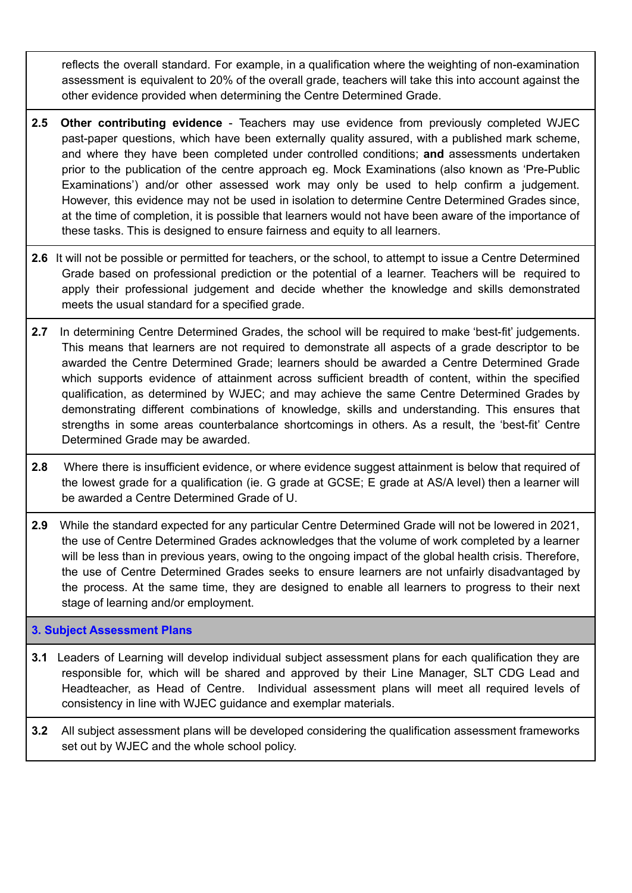reflects the overall standard. For example, in a qualification where the weighting of non-examination assessment is equivalent to 20% of the overall grade, teachers will take this into account against the other evidence provided when determining the Centre Determined Grade.

**2.5** **Other contributing evidence** - Teachers may use evidence from previously completed WJEC past-paper questions, which have been externally quality assured, with a published mark scheme, and where they have been completed under controlled conditions; **and** assessments undertaken prior to the publication of the centre approach eg. Mock Examinations (also known as 'Pre-Public Examinations') and/or other assessed work may only be used to help confirm a judgement. However, this evidence may not be used in isolation to determine Centre Determined Grades since, at the time of completion, it is possible that learners would not have been aware of the importance of these tasks. This is designed to ensure fairness and equity to all learners.

**2.6** It will not be possible or permitted for teachers, or the school, to attempt to issue a Centre Determined Grade based on professional prediction or the potential of a learner. Teachers will be required to apply their professional judgement and decide whether the knowledge and skills demonstrated meets the usual standard for a specified grade.

**2.7** In determining Centre Determined Grades, the school will be required to make 'best-fit' judgements. This means that learners are not required to demonstrate all aspects of a grade descriptor to be awarded the Centre Determined Grade; learners should be awarded a Centre Determined Grade which supports evidence of attainment across sufficient breadth of content, within the specified qualification, as determined by WJEC; and may achieve the same Centre Determined Grades by demonstrating different combinations of knowledge, skills and understanding. This ensures that strengths in some areas counterbalance shortcomings in others. As a result, the 'best-fit' Centre Determined Grade may be awarded.

**2.8** Where there is insufficient evidence, or where evidence suggest attainment is below that required of the lowest grade for a qualification (ie. G grade at GCSE; E grade at AS/A level) then a learner will be awarded a Centre Determined Grade of U.

**2.9** While the standard expected for any particular Centre Determined Grade will not be lowered in 2021, the use of Centre Determined Grades acknowledges that the volume of work completed by a learner will be less than in previous years, owing to the ongoing impact of the global health crisis. Therefore, the use of Centre Determined Grades seeks to ensure learners are not unfairly disadvantaged by the process. At the same time, they are designed to enable all learners to progress to their next stage of learning and/or employment.

## 3. Subject Assessment Plans

**3.1** Leaders of Learning will develop individual subject assessment plans for each qualification they are responsible for, which will be shared and approved by their Line Manager, SLT CDG Lead and Headteacher, as Head of Centre. Individual assessment plans will meet all required levels of consistency in line with WJEC guidance and exemplar materials.

**3.2** All subject assessment plans will be developed considering the qualification assessment frameworks set out by WJEC and the whole school policy.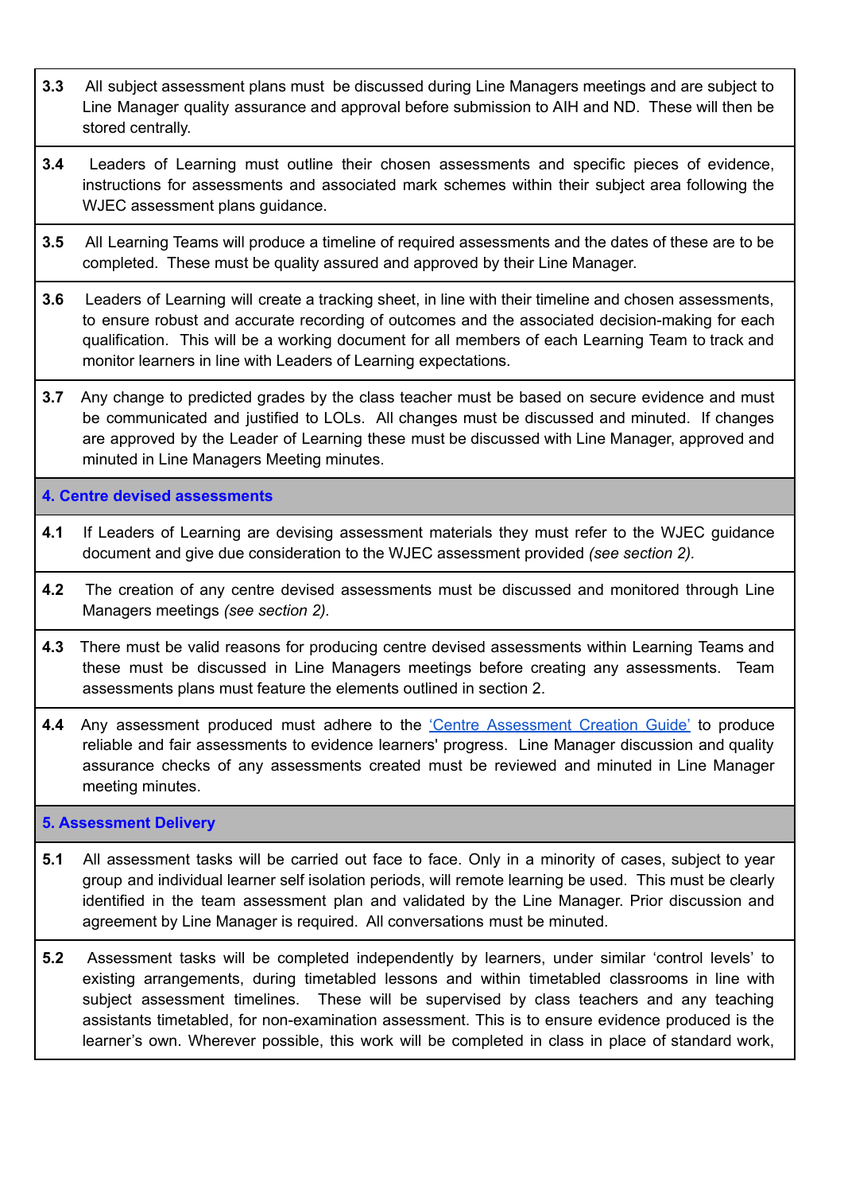**3.3** All subject assessment plans must be discussed during Line Managers meetings and are subject to Line Manager quality assurance and approval before submission to AIH and ND. These will then be stored centrally.

**3.4** Leaders of Learning must outline their chosen assessments and specific pieces of evidence, instructions for assessments and associated mark schemes within their subject area following the WJEC assessment plans guidance.

**3.5** All Learning Teams will produce a timeline of required assessments and the dates of these are to be completed. These must be quality assured and approved by their Line Manager.

**3.6** Leaders of Learning will create a tracking sheet, in line with their timeline and chosen assessments, to ensure robust and accurate recording of outcomes and the associated decision-making for each qualification. This will be a working document for all members of each Learning Team to track and monitor learners in line with Leaders of Learning expectations.

**3.7** Any change to predicted grades by the class teacher must be based on secure evidence and must be communicated and justified to LOLs. All changes must be discussed and minuted. If changes are approved by the Leader of Learning these must be discussed with Line Manager, approved and minuted in Line Managers Meeting minutes.

## 4. Centre devised assessments

**4.1** If Leaders of Learning are devising assessment materials they must refer to the WJEC guidance document and give due consideration to the WJEC assessment provided *(see section 2).*

**4.2** The creation of any centre devised assessments must be discussed and monitored through Line Managers meetings *(see section 2).*

**4.3** There must be valid reasons for producing centre devised assessments within Learning Teams and these must be discussed in Line Managers meetings before creating any assessments. Team assessments plans must feature the elements outlined in section 2.

**4.4** Any assessment produced must adhere to the 'Centre Assessment Creation Guide' to produce reliable and fair assessments to evidence learners' progress. Line Manager discussion and quality assurance checks of any assessments created must be reviewed and minuted in Line Manager meeting minutes.

## 5. Assessment Delivery

**5.1** All assessment tasks will be carried out face to face. Only in a minority of cases, subject to year group and individual learner self isolation periods, will remote learning be used. This must be clearly identified in the team assessment plan and validated by the Line Manager. Prior discussion and agreement by Line Manager is required. All conversations must be minuted.

**5.2** Assessment tasks will be completed independently by learners, under similar 'control levels' to existing arrangements, during timetabled lessons and within timetabled classrooms in line with subject assessment timelines. These will be supervised by class teachers and any teaching assistants timetabled, for non-examination assessment. This is to ensure evidence produced is the learner's own. Wherever possible, this work will be completed in class in place of standard work,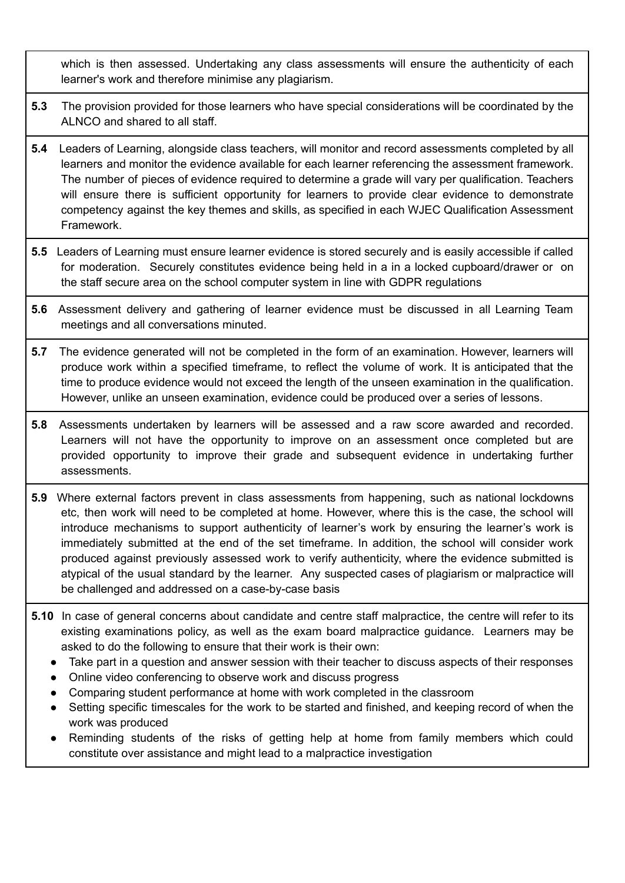which is then assessed. Undertaking any class assessments will ensure the authenticity of each learner's work and therefore minimise any plagiarism.

**5.3** The provision provided for those learners who have special considerations will be coordinated by the ALNCO and shared to all staff.

**5.4** Leaders of Learning, alongside class teachers, will monitor and record assessments completed by all learners and monitor the evidence available for each learner referencing the assessment framework. The number of pieces of evidence required to determine a grade will vary per qualification. Teachers will ensure there is sufficient opportunity for learners to provide clear evidence to demonstrate competency against the key themes and skills, as specified in each WJEC Qualification Assessment Framework.

**5.5** Leaders of Learning must ensure learner evidence is stored securely and is easily accessible if called for moderation. Securely constitutes evidence being held in a in a locked cupboard/drawer or on the staff secure area on the school computer system in line with GDPR regulations

**5.6** Assessment delivery and gathering of learner evidence must be discussed in all Learning Team meetings and all conversations minuted.

**5.7** The evidence generated will not be completed in the form of an examination. However, learners will produce work within a specified timeframe, to reflect the volume of work. It is anticipated that the time to produce evidence would not exceed the length of the unseen examination in the qualification. However, unlike an unseen examination, evidence could be produced over a series of lessons.

**5.8** Assessments undertaken by learners will be assessed and a raw score awarded and recorded. Learners will not have the opportunity to improve on an assessment once completed but are provided opportunity to improve their grade and subsequent evidence in undertaking further assessments.

**5.9** Where external factors prevent in class assessments from happening, such as national lockdowns etc, then work will need to be completed at home. However, where this is the case, the school will introduce mechanisms to support authenticity of learner's work by ensuring the learner's work is immediately submitted at the end of the set timeframe. In addition, the school will consider work produced against previously assessed work to verify authenticity, where the evidence submitted is atypical of the usual standard by the learner. Any suspected cases of plagiarism or malpractice will be challenged and addressed on a case-by-case basis

**5.10** In case of general concerns about candidate and centre staff malpractice, the centre will refer to its existing examinations policy, as well as the exam board malpractice guidance. Learners may be asked to do the following to ensure that their work is their own:

- Take part in a question and answer session with their teacher to discuss aspects of their responses
- Online video conferencing to observe work and discuss progress
- Comparing student performance at home with work completed in the classroom
- Setting specific timescales for the work to be started and finished, and keeping record of when the work was produced
- Reminding students of the risks of getting help at home from family members which could constitute over assistance and might lead to a malpractice investigation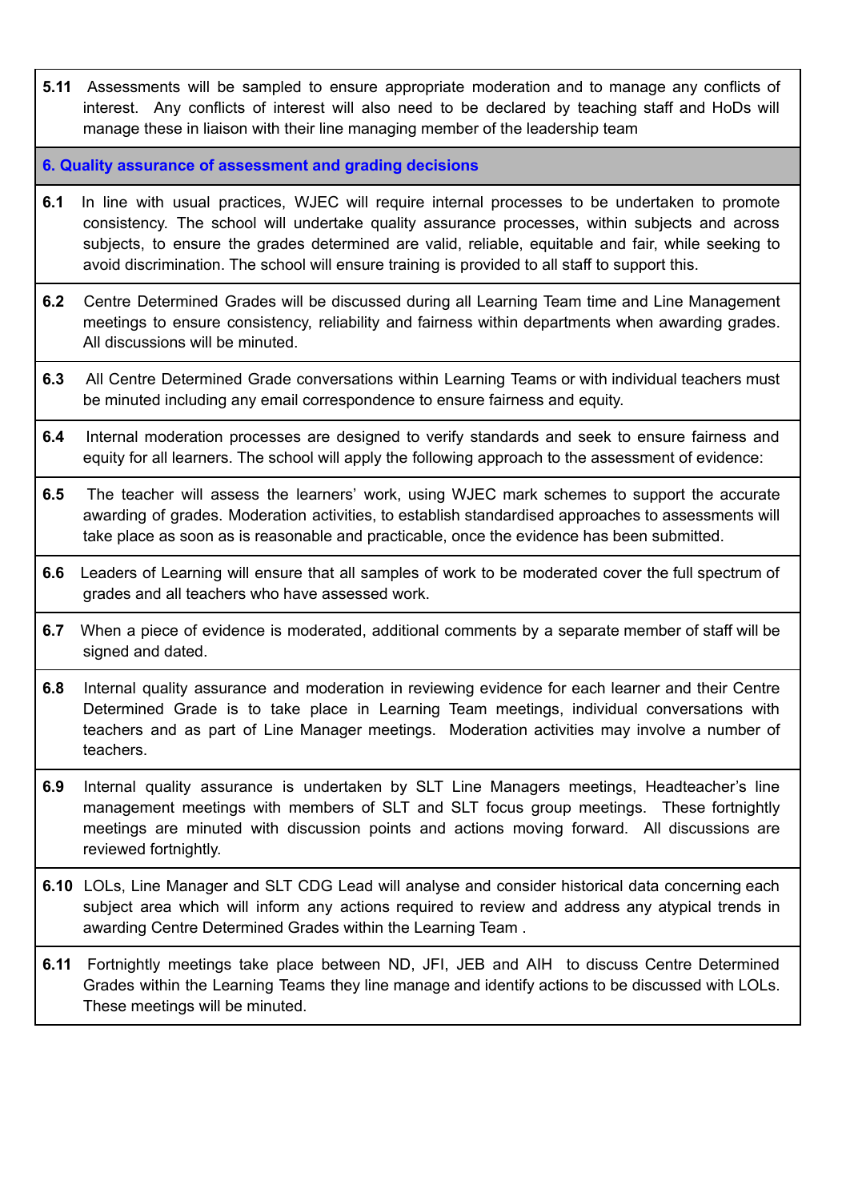**5.11** Assessments will be sampled to ensure appropriate moderation and to manage any conflicts of interest. Any conflicts of interest will also need to be declared by teaching staff and HoDs will manage these in liaison with their line managing member of the leadership team

## 6. Quality assurance of assessment and grading decisions

**6.1** In line with usual practices, WJEC will require internal processes to be undertaken to promote consistency. The school will undertake quality assurance processes, within subjects and across subjects, to ensure the grades determined are valid, reliable, equitable and fair, while seeking to avoid discrimination. The school will ensure training is provided to all staff to support this.

**6.2** Centre Determined Grades will be discussed during all Learning Team time and Line Management meetings to ensure consistency, reliability and fairness within departments when awarding grades. All discussions will be minuted.

**6.3** All Centre Determined Grade conversations within Learning Teams or with individual teachers must be minuted including any email correspondence to ensure fairness and equity.

**6.4** Internal moderation processes are designed to verify standards and seek to ensure fairness and equity for all learners. The school will apply the following approach to the assessment of evidence:

**6.5** The teacher will assess the learners' work, using WJEC mark schemes to support the accurate awarding of grades. Moderation activities, to establish standardised approaches to assessments will take place as soon as is reasonable and practicable, once the evidence has been submitted.

**6.6** Leaders of Learning will ensure that all samples of work to be moderated cover the full spectrum of grades and all teachers who have assessed work.

**6.7** When a piece of evidence is moderated, additional comments by a separate member of staff will be signed and dated.

**6.8** Internal quality assurance and moderation in reviewing evidence for each learner and their Centre Determined Grade is to take place in Learning Team meetings, individual conversations with teachers and as part of Line Manager meetings. Moderation activities may involve a number of teachers.

**6.9** Internal quality assurance is undertaken by SLT Line Managers meetings, Headteacher's line management meetings with members of SLT and SLT focus group meetings. These fortnightly meetings are minuted with discussion points and actions moving forward. All discussions are reviewed fortnightly.

**6.10** LOLs, Line Manager and SLT CDG Lead will analyse and consider historical data concerning each subject area which will inform any actions required to review and address any atypical trends in awarding Centre Determined Grades within the Learning Team .

**6.11** Fortnightly meetings take place between ND, JFI, JEB and AIH to discuss Centre Determined Grades within the Learning Teams they line manage and identify actions to be discussed with LOLs. These meetings will be minuted.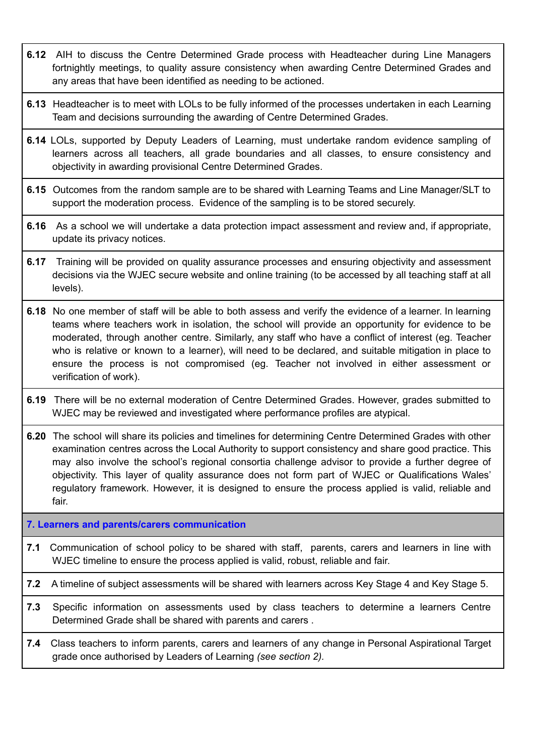**6.12** AIH to discuss the Centre Determined Grade process with Headteacher during Line Managers fortnightly meetings, to quality assure consistency when awarding Centre Determined Grades and any areas that have been identified as needing to be actioned.

**6.13** Headteacher is to meet with LOLs to be fully informed of the processes undertaken in each Learning Team and decisions surrounding the awarding of Centre Determined Grades.

**6.14** LOLs, supported by Deputy Leaders of Learning, must undertake random evidence sampling of learners across all teachers, all grade boundaries and all classes, to ensure consistency and objectivity in awarding provisional Centre Determined Grades.

**6.15** Outcomes from the random sample are to be shared with Learning Teams and Line Manager/SLT to support the moderation process. Evidence of the sampling is to be stored securely.

**6.16** As a school we will undertake a data protection impact assessment and review and, if appropriate, update its privacy notices.

**6.17** Training will be provided on quality assurance processes and ensuring objectivity and assessment decisions via the WJEC secure website and online training (to be accessed by all teaching staff at all levels).

**6.18** No one member of staff will be able to both assess and verify the evidence of a learner. In learning teams where teachers work in isolation, the school will provide an opportunity for evidence to be moderated, through another centre. Similarly, any staff who have a conflict of interest (eg. Teacher who is relative or known to a learner), will need to be declared, and suitable mitigation in place to ensure the process is not compromised (eg. Teacher not involved in either assessment or verification of work).

**6.19** There will be no external moderation of Centre Determined Grades. However, grades submitted to WJEC may be reviewed and investigated where performance profiles are atypical.

**6.20** The school will share its policies and timelines for determining Centre Determined Grades with other examination centres across the Local Authority to support consistency and share good practice. This may also involve the school's regional consortia challenge advisor to provide a further degree of objectivity. This layer of quality assurance does not form part of WJEC or Qualifications Wales' regulatory framework. However, it is designed to ensure the process applied is valid, reliable and fair.

## 7. Learners and parents/carers communication

**7.1** Communication of school policy to be shared with staff, parents, carers and learners in line with WJEC timeline to ensure the process applied is valid, robust, reliable and fair.

**7.2** A timeline of subject assessments will be shared with learners across Key Stage 4 and Key Stage 5.

**7.3** Specific information on assessments used by class teachers to determine a learners Centre Determined Grade shall be shared with parents and carers .

**7.4** Class teachers to inform parents, carers and learners of any change in Personal Aspirational Target grade once authorised by Leaders of Learning *(see section 2)*.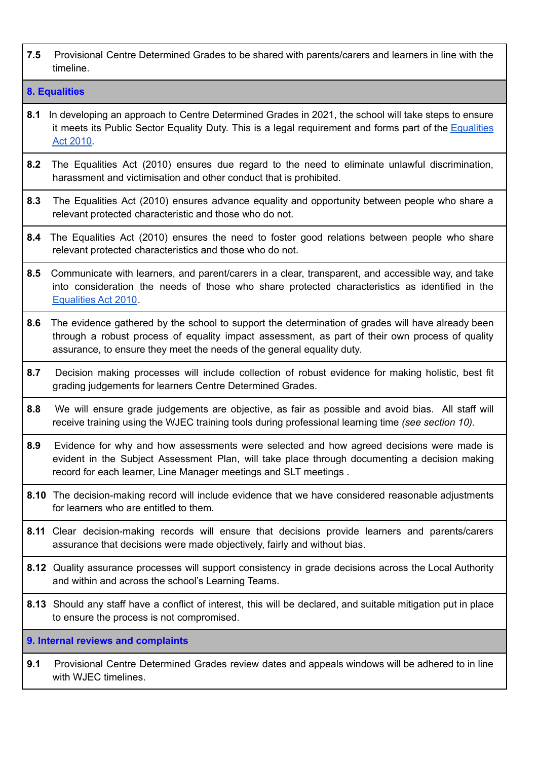| | |
|---|---|
| **7.5** | Provisional Centre Determined Grades to be shared with parents/carers and learners in line with the timeline. |
| **8. Equalities** | |
| **8.1** | In developing an approach to Centre Determined Grades in 2021, the school will take steps to ensure it meets its Public Sector Equality Duty. This is a legal requirement and forms part of the [Equalities Act 2010](). |
| **8.2** | The Equalities Act (2010) ensures due regard to the need to eliminate unlawful discrimination, harassment and victimisation and other conduct that is prohibited. |
| **8.3** | The Equalities Act (2010) ensures advance equality and opportunity between people who share a relevant protected characteristic and those who do not. |
| **8.4** | The Equalities Act (2010) ensures the need to foster good relations between people who share relevant protected characteristics and those who do not. |
| **8.5** | Communicate with learners, and parent/carers in a clear, transparent, and accessible way, and take into consideration the needs of those who share protected characteristics as identified in the [Equalities Act 2010](). |
| **8.6** | The evidence gathered by the school to support the determination of grades will have already been through a robust process of equality impact assessment, as part of their own process of quality assurance, to ensure they meet the needs of the general equality duty. |
| **8.7** | Decision making processes will include collection of robust evidence for making holistic, best fit grading judgements for learners Centre Determined Grades. |
| **8.8** | We will ensure grade judgements are objective, as fair as possible and avoid bias. All staff will receive training using the WJEC training tools during professional learning time *(see section 10).* |
| **8.9** | Evidence for why and how assessments were selected and how agreed decisions were made is evident in the Subject Assessment Plan, will take place through documenting a decision making record for each learner, Line Manager meetings and SLT meetings . |
| **8.10** | The decision-making record will include evidence that we have considered reasonable adjustments for learners who are entitled to them. |
| **8.11** | Clear decision-making records will ensure that decisions provide learners and parents/carers assurance that decisions were made objectively, fairly and without bias. |
| **8.12** | Quality assurance processes will support consistency in grade decisions across the Local Authority and within and across the school's Learning Teams. |
| **8.13** | Should any staff have a conflict of interest, this will be declared, and suitable mitigation put in place to ensure the process is not compromised. |
| **9. Internal reviews and complaints** | |
| **9.1** | Provisional Centre Determined Grades review dates and appeals windows will be adhered to in line with WJEC timelines. |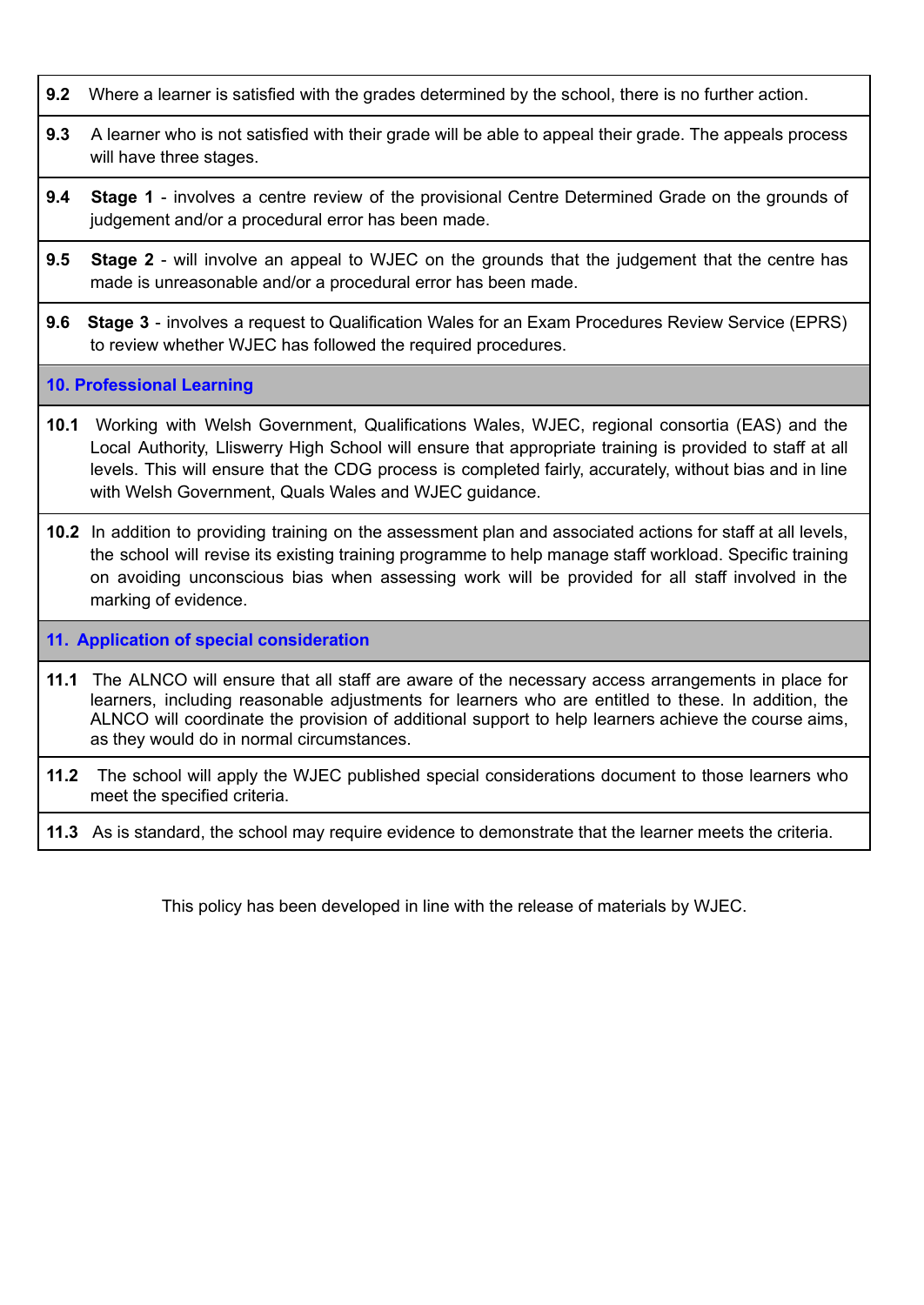**9.2** Where a learner is satisfied with the grades determined by the school, there is no further action.

**9.3** A learner who is not satisfied with their grade will be able to appeal their grade. The appeals process will have three stages.

**9.4** **Stage 1** - involves a centre review of the provisional Centre Determined Grade on the grounds of judgement and/or a procedural error has been made.

**9.5** **Stage 2** - will involve an appeal to WJEC on the grounds that the judgement that the centre has made is unreasonable and/or a procedural error has been made.

**9.6** **Stage 3** - involves a request to Qualification Wales for an Exam Procedures Review Service (EPRS) to review whether WJEC has followed the required procedures.

## 10. Professional Learning

**10.1** Working with Welsh Government, Qualifications Wales, WJEC, regional consortia (EAS) and the Local Authority, Lliswerry High School will ensure that appropriate training is provided to staff at all levels. This will ensure that the CDG process is completed fairly, accurately, without bias and in line with Welsh Government, Quals Wales and WJEC guidance.

**10.2** In addition to providing training on the assessment plan and associated actions for staff at all levels, the school will revise its existing training programme to help manage staff workload. Specific training on avoiding unconscious bias when assessing work will be provided for all staff involved in the marking of evidence.

## 11. Application of special consideration

**11.1** The ALNCO will ensure that all staff are aware of the necessary access arrangements in place for learners, including reasonable adjustments for learners who are entitled to these. In addition, the ALNCO will coordinate the provision of additional support to help learners achieve the course aims, as they would do in normal circumstances.

**11.2** The school will apply the WJEC published special considerations document to those learners who meet the specified criteria.

**11.3** As is standard, the school may require evidence to demonstrate that the learner meets the criteria.

This policy has been developed in line with the release of materials by WJEC.